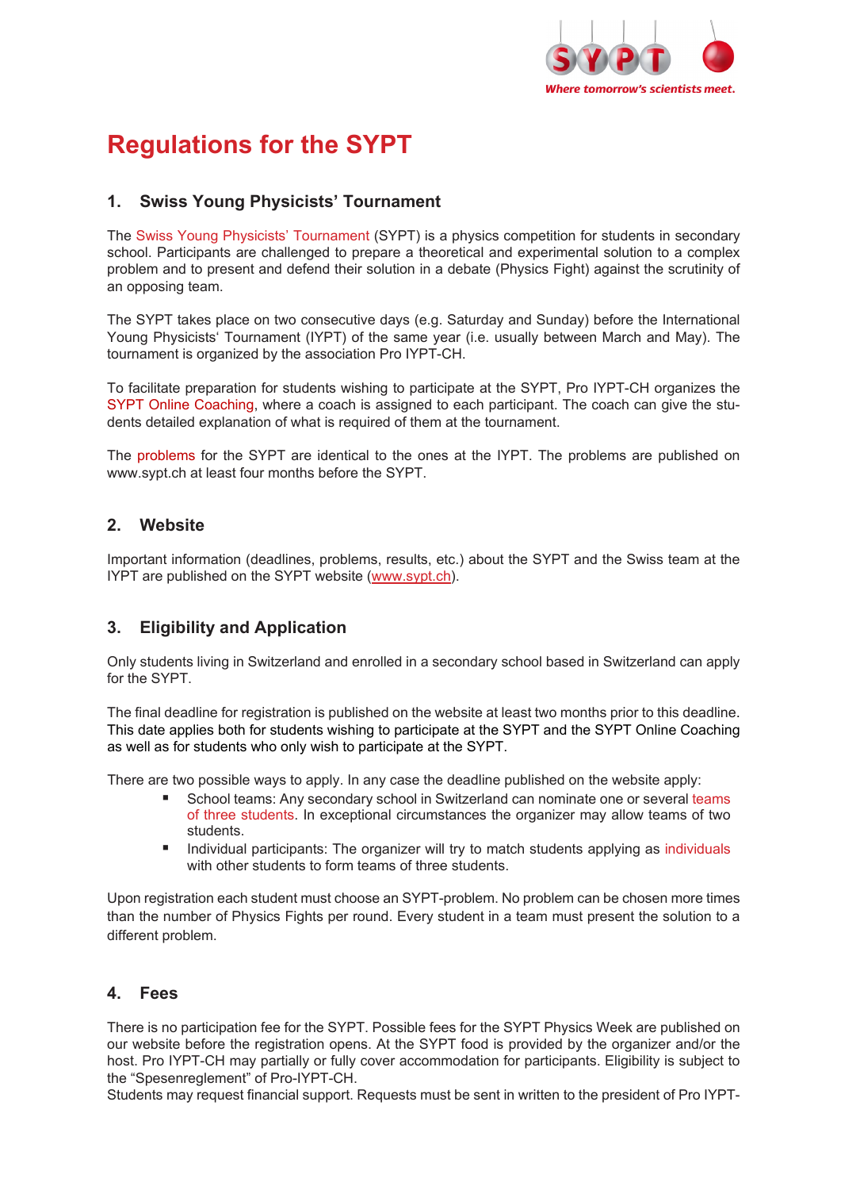# Regulations for the SYPT

## 1. Swiss Young Physicists' Tournament

The Swiss Young Physicists' Tournament (SYPT) is a physics competition for students in secondary school. Participants are challenged to prepare a theoretical and experimental solution to a complex problem and to present and defend their solution in a debate (Physics Fight) against the scrutiny of an opposing team.

The SYPT takes place on two consecutive days (e.g. Saturday and Sunday) before the International Young Physicists' Tournament (IYPT) of the same year (i.e. usually between March and May). The tournament is organized by the association Pro IYPT-CH.

To facilitate preparation for students wishing to participate at the SYPT, Pro IYPT-CH organizes the SYPT Online Coaching, where a coach is assigned to each participant. The coach can give the students detailed explanation of what is required of them at the tournament.

The problems for the SYPT are identical to the ones at the IYPT. The problems are published on www.sypt.ch at least four months before the SYPT.

## 2. Website

Important information (deadlines, problems, results, etc.) about the SYPT and the Swiss team at the IYPT are published on the SYPT website (www.sypt.ch).

## 3. Eligibility and Application

Only students living in Switzerland and enrolled in a secondary school based in Switzerland can apply for the SYPT.

The final deadline for registration is published on the website at least two months prior to this deadline. This date applies both for students wishing to participate at the SYPT and the SYPT Online Coaching as well as for students who only wish to participate at the SYPT.

There are two possible ways to apply. In any case the deadline published on the website apply:

- School teams: Any secondary school in Switzerland can nominate one or several teams of three students. In exceptional circumstances the organizer may allow teams of two students.
- Individual participants: The organizer will try to match students applying as individuals with other students to form teams of three students.

Upon registration each student must choose an SYPT-problem. No problem can be chosen more times than the number of Physics Fights per round. Every student in a team must present the solution to a different problem.

## 4. Fees

There is no participation fee for the SYPT. Possible fees for the SYPT Physics Week are published on our website before the registration opens. At the SYPT food is provided by the organizer and/or the host. Pro IYPT-CH may partially or fully cover accommodation for participants. Eligibility is subject to the "Spesenreglement" of Pro-IYPT-CH.
Students may request financial support. Requests must be sent in written to the president of Pro IYPT-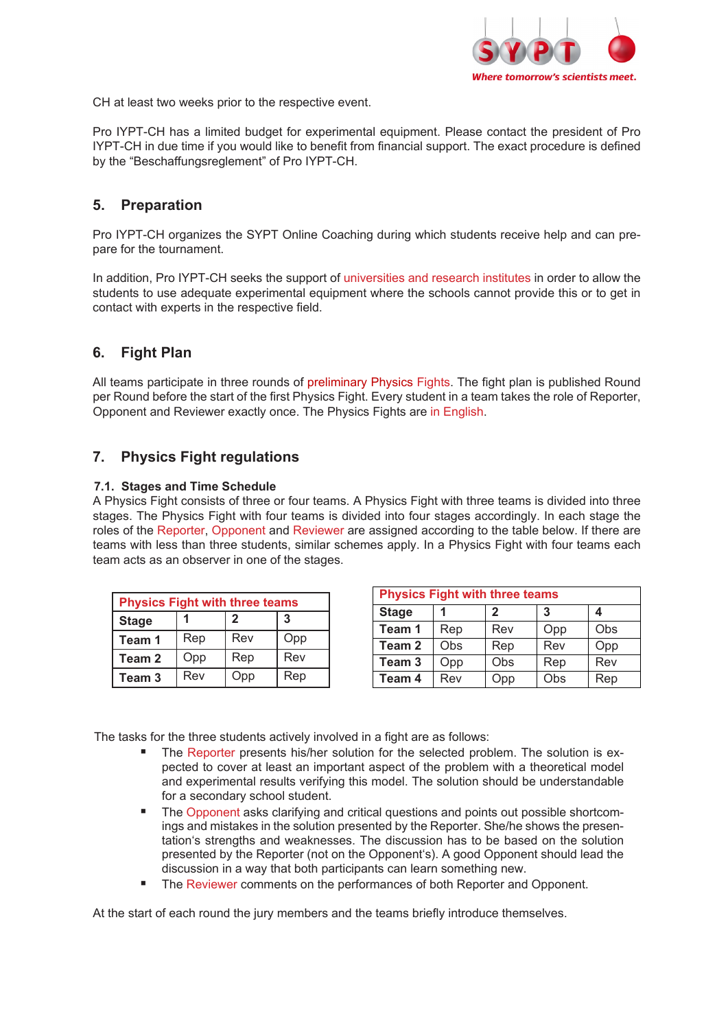CH at least two weeks prior to the respective event.

Pro IYPT-CH has a limited budget for experimental equipment. Please contact the president of Pro IYPT-CH in due time if you would like to benefit from financial support. The exact procedure is defined by the "Beschaffungsreglement" of Pro IYPT-CH.

## 5. Preparation

Pro IYPT-CH organizes the SYPT Online Coaching during which students receive help and can prepare for the tournament.

In addition, Pro IYPT-CH seeks the support of universities and research institutes in order to allow the students to use adequate experimental equipment where the schools cannot provide this or to get in contact with experts in the respective field.

## 6. Fight Plan

All teams participate in three rounds of preliminary Physics Fights. The fight plan is published Round per Round before the start of the first Physics Fight. Every student in a team takes the role of Reporter, Opponent and Reviewer exactly once. The Physics Fights are in English.

## 7. Physics Fight regulations

### 7.1. Stages and Time Schedule

A Physics Fight consists of three or four teams. A Physics Fight with three teams is divided into three stages. The Physics Fight with four teams is divided into four stages accordingly. In each stage the roles of the Reporter, Opponent and Reviewer are assigned according to the table below. If there are teams with less than three students, similar schemes apply. In a Physics Fight with four teams each team acts as an observer in one of the stages.

**Physics Fight with three teams**

| Stage | 1 | 2 | 3 |
|---|---|---|---|
| Team 1 | Rep | Rev | Opp |
| Team 2 | Opp | Rep | Rev |
| Team 3 | Rev | Opp | Rep |

**Physics Fight with three teams**

| Stage | 1 | 2 | 3 | 4 |
|---|---|---|---|---|
| Team 1 | Rep | Rev | Opp | Obs |
| Team 2 | Obs | Rep | Rev | Opp |
| Team 3 | Opp | Obs | Rep | Rev |
| Team 4 | Rev | Opp | Obs | Rep |

The tasks for the three students actively involved in a fight are as follows:

- The Reporter presents his/her solution for the selected problem. The solution is expected to cover at least an important aspect of the problem with a theoretical model and experimental results verifying this model. The solution should be understandable for a secondary school student.
- The Opponent asks clarifying and critical questions and points out possible shortcomings and mistakes in the solution presented by the Reporter. She/he shows the presentation's strengths and weaknesses. The discussion has to be based on the solution presented by the Reporter (not on the Opponent's). A good Opponent should lead the discussion in a way that both participants can learn something new.
- The Reviewer comments on the performances of both Reporter and Opponent.

At the start of each round the jury members and the teams briefly introduce themselves.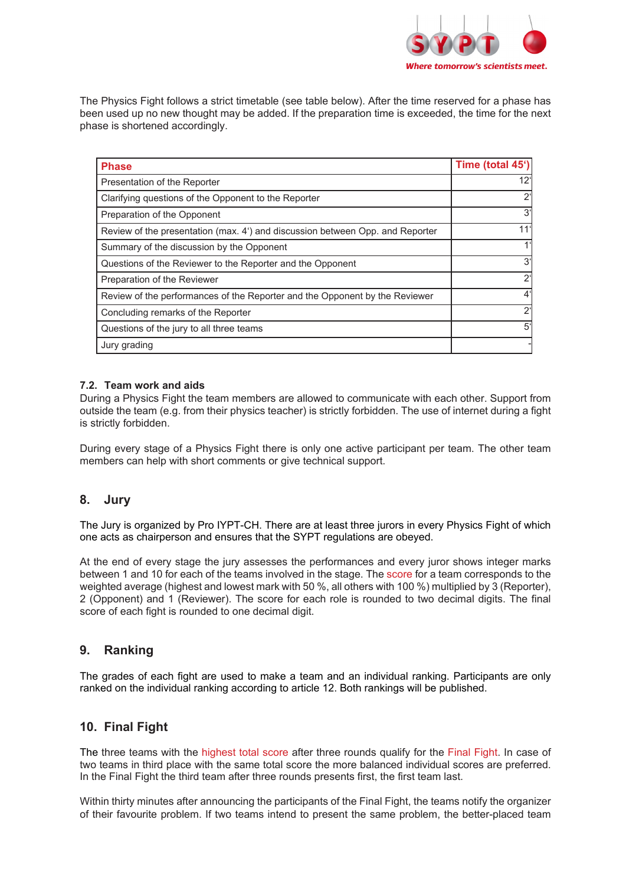The Physics Fight follows a strict timetable (see table below). After the time reserved for a phase has been used up no new thought may be added. If the preparation time is exceeded, the time for the next phase is shortened accordingly.

| Phase | Time (total 45‘) |
|---|---:|
| Presentation of the Reporter | 12‘ |
| Clarifying questions of the Opponent to the Reporter | 2‘ |
| Preparation of the Opponent | 3‘ |
| Review of the presentation (max. 4‘) and discussion between Opp. and Reporter | 11‘ |
| Summary of the discussion by the Opponent | 1‘ |
| Questions of the Reviewer to the Reporter and the Opponent | 3‘ |
| Preparation of the Reviewer | 2‘ |
| Review of the performances of the Reporter and the Opponent by the Reviewer | 4‘ |
| Concluding remarks of the Reporter | 2‘ |
| Questions of the jury to all three teams | 5‘ |
| Jury grading | - |

### 7.2. Team work and aids

During a Physics Fight the team members are allowed to communicate with each other. Support from outside the team (e.g. from their physics teacher) is strictly forbidden. The use of internet during a fight is strictly forbidden.

During every stage of a Physics Fight there is only one active participant per team. The other team members can help with short comments or give technical support.

## 8. Jury

The Jury is organized by Pro IYPT-CH. There are at least three jurors in every Physics Fight of which one acts as chairperson and ensures that the SYPT regulations are obeyed.

At the end of every stage the jury assesses the performances and every juror shows integer marks between 1 and 10 for each of the teams involved in the stage. The score for a team corresponds to the weighted average (highest and lowest mark with 50 %, all others with 100 %) multiplied by 3 (Reporter), 2 (Opponent) and 1 (Reviewer). The score for each role is rounded to two decimal digits. The final score of each fight is rounded to one decimal digit.

## 9. Ranking

The grades of each fight are used to make a team and an individual ranking. Participants are only ranked on the individual ranking according to article 12. Both rankings will be published.

## 10. Final Fight

The three teams with the highest total score after three rounds qualify for the Final Fight. In case of two teams in third place with the same total score the more balanced individual scores are preferred. In the Final Fight the third team after three rounds presents first, the first team last.

Within thirty minutes after announcing the participants of the Final Fight, the teams notify the organizer of their favourite problem. If two teams intend to present the same problem, the better-placed team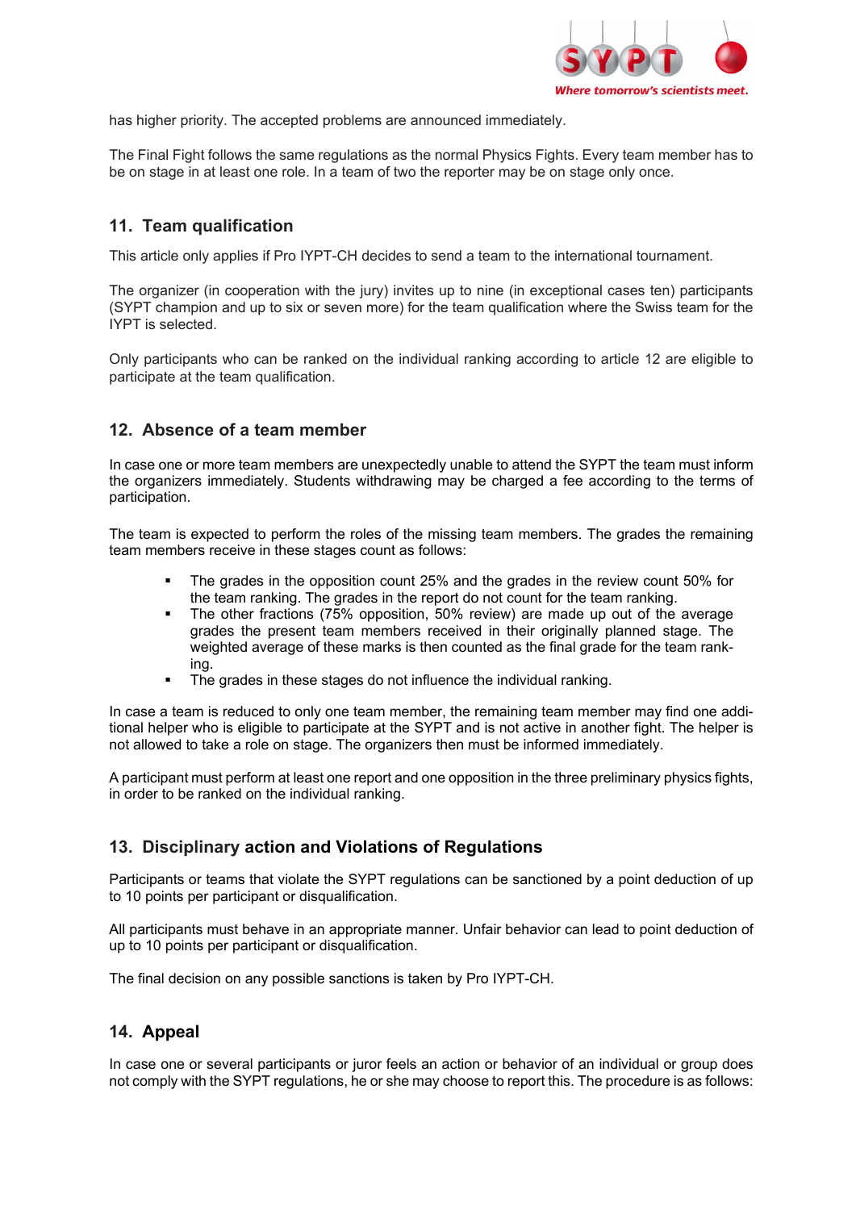has higher priority. The accepted problems are announced immediately.

The Final Fight follows the same regulations as the normal Physics Fights. Every team member has to be on stage in at least one role. In a team of two the reporter may be on stage only once.

## 11. Team qualification

This article only applies if Pro IYPT-CH decides to send a team to the international tournament.

The organizer (in cooperation with the jury) invites up to nine (in exceptional cases ten) participants (SYPT champion and up to six or seven more) for the team qualification where the Swiss team for the IYPT is selected.

Only participants who can be ranked on the individual ranking according to article 12 are eligible to participate at the team qualification.

## 12. Absence of a team member

In case one or more team members are unexpectedly unable to attend the SYPT the team must inform the organizers immediately. Students withdrawing may be charged a fee according to the terms of participation.

The team is expected to perform the roles of the missing team members. The grades the remaining team members receive in these stages count as follows:

- The grades in the opposition count 25% and the grades in the review count 50% for the team ranking. The grades in the report do not count for the team ranking.
- The other fractions (75% opposition, 50% review) are made up out of the average grades the present team members received in their originally planned stage. The weighted average of these marks is then counted as the final grade for the team ranking.
- The grades in these stages do not influence the individual ranking.

In case a team is reduced to only one team member, the remaining team member may find one additional helper who is eligible to participate at the SYPT and is not active in another fight. The helper is not allowed to take a role on stage. The organizers then must be informed immediately.

A participant must perform at least one report and one opposition in the three preliminary physics fights, in order to be ranked on the individual ranking.

## 13. Disciplinary action and Violations of Regulations

Participants or teams that violate the SYPT regulations can be sanctioned by a point deduction of up to 10 points per participant or disqualification.

All participants must behave in an appropriate manner. Unfair behavior can lead to point deduction of up to 10 points per participant or disqualification.

The final decision on any possible sanctions is taken by Pro IYPT-CH.

## 14. Appeal

In case one or several participants or juror feels an action or behavior of an individual or group does not comply with the SYPT regulations, he or she may choose to report this. The procedure is as follows: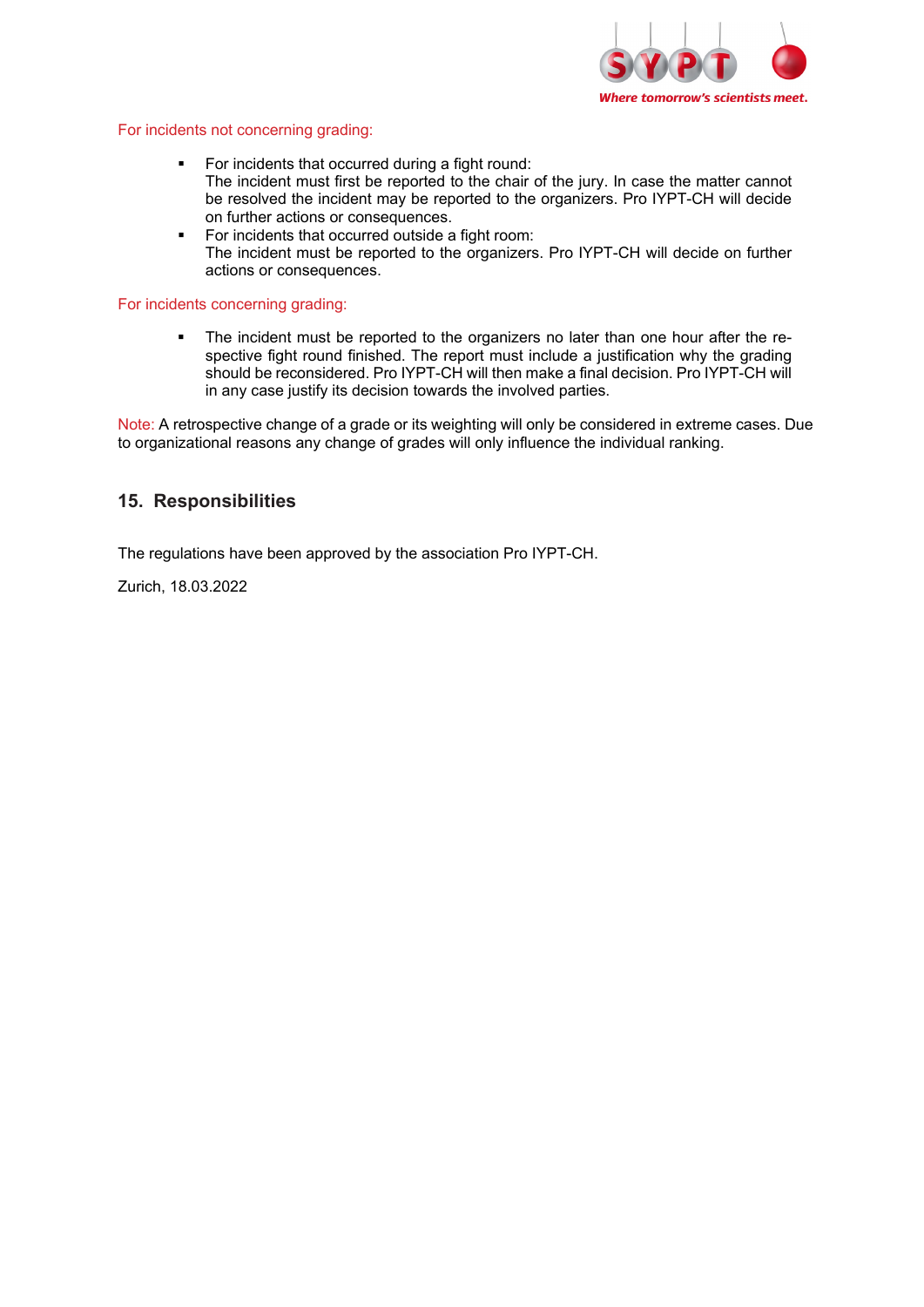For incidents not concerning grading:

- For incidents that occurred during a fight round:
  The incident must first be reported to the chair of the jury. In case the matter cannot be resolved the incident may be reported to the organizers. Pro IYPT-CH will decide on further actions or consequences.
- For incidents that occurred outside a fight room:
  The incident must be reported to the organizers. Pro IYPT-CH will decide on further actions or consequences.

For incidents concerning grading:

- The incident must be reported to the organizers no later than one hour after the respective fight round finished. The report must include a justification why the grading should be reconsidered. Pro IYPT-CH will then make a final decision. Pro IYPT-CH will in any case justify its decision towards the involved parties.

Note: A retrospective change of a grade or its weighting will only be considered in extreme cases. Due to organizational reasons any change of grades will only influence the individual ranking.

## 15. Responsibilities

The regulations have been approved by the association Pro IYPT-CH.

Zurich, 18.03.2022